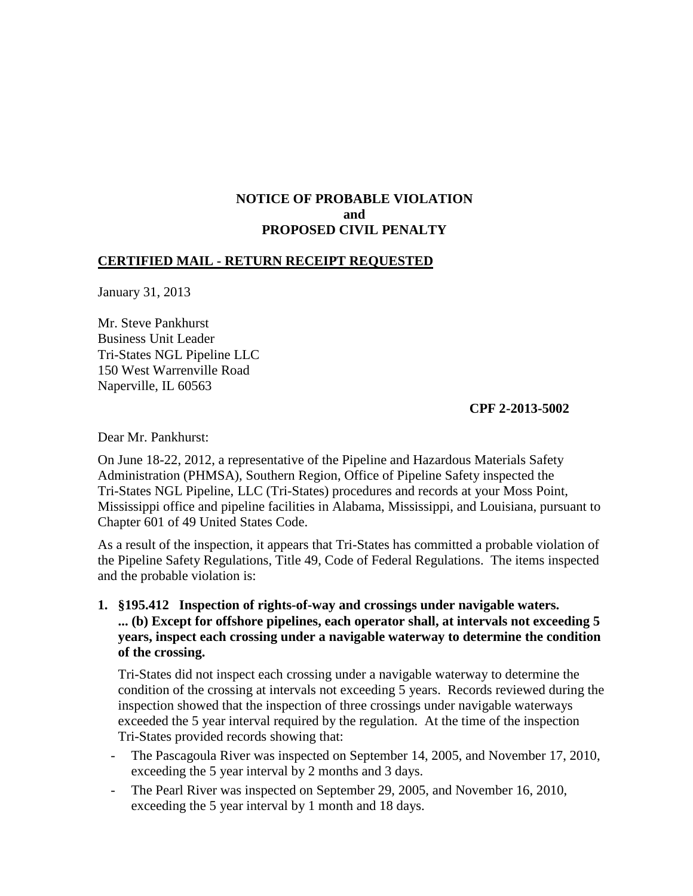**NOTICE OF PROBABLE VIOLATION**
**and**
**PROPOSED CIVIL PENALTY**

**CERTIFIED MAIL - RETURN RECEIPT REQUESTED**

January 31, 2013

Mr. Steve Pankhurst
Business Unit Leader
Tri-States NGL Pipeline LLC
150 West Warrenville Road
Naperville, IL 60563

**CPF 2-2013-5002**

Dear Mr. Pankhurst:

On June 18-22, 2012, a representative of the Pipeline and Hazardous Materials Safety Administration (PHMSA), Southern Region, Office of Pipeline Safety inspected the Tri-States NGL Pipeline, LLC (Tri-States) procedures and records at your Moss Point, Mississippi office and pipeline facilities in Alabama, Mississippi, and Louisiana, pursuant to Chapter 601 of 49 United States Code.

As a result of the inspection, it appears that Tri-States has committed a probable violation of the Pipeline Safety Regulations, Title 49, Code of Federal Regulations. The items inspected and the probable violation is:

1. **§195.412 Inspection of rights-of-way and crossings under navigable waters. ... (b) Except for offshore pipelines, each operator shall, at intervals not exceeding 5 years, inspect each crossing under a navigable waterway to determine the condition of the crossing.**

   Tri-States did not inspect each crossing under a navigable waterway to determine the condition of the crossing at intervals not exceeding 5 years. Records reviewed during the inspection showed that the inspection of three crossings under navigable waterways exceeded the 5 year interval required by the regulation. At the time of the inspection Tri-States provided records showing that:

   - The Pascagoula River was inspected on September 14, 2005, and November 17, 2010, exceeding the 5 year interval by 2 months and 3 days.
   - The Pearl River was inspected on September 29, 2005, and November 16, 2010, exceeding the 5 year interval by 1 month and 18 days.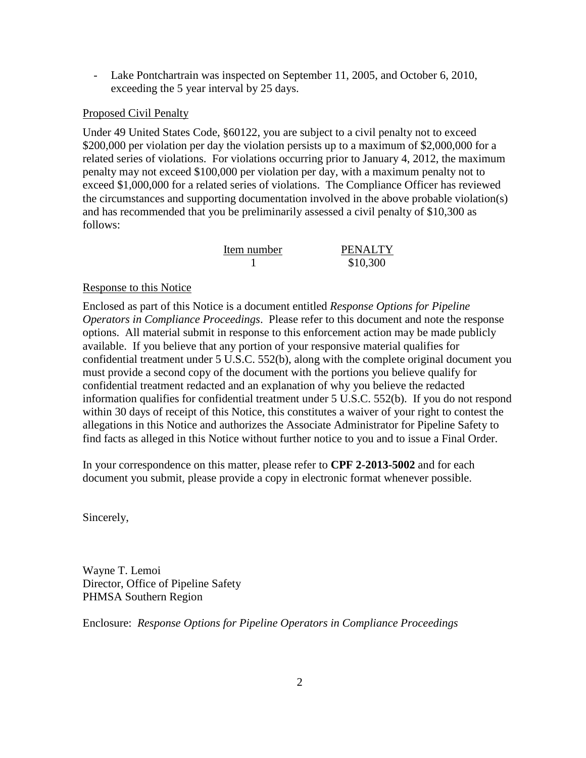- Lake Pontchartrain was inspected on September 11, 2005, and October 6, 2010, exceeding the 5 year interval by 25 days.

Proposed Civil Penalty

Under 49 United States Code, §60122, you are subject to a civil penalty not to exceed $200,000 per violation per day the violation persists up to a maximum of $2,000,000 for a related series of violations. For violations occurring prior to January 4, 2012, the maximum penalty may not exceed $100,000 per violation per day, with a maximum penalty not to exceed $1,000,000 for a related series of violations. The Compliance Officer has reviewed the circumstances and supporting documentation involved in the above probable violation(s) and has recommended that you be preliminarily assessed a civil penalty of $10,300 as follows:

| Item number | PENALTY |
|---|---|
| 1 | $10,300 |

Response to this Notice

Enclosed as part of this Notice is a document entitled *Response Options for Pipeline Operators in Compliance Proceedings*. Please refer to this document and note the response options. All material submit in response to this enforcement action may be made publicly available. If you believe that any portion of your responsive material qualifies for confidential treatment under 5 U.S.C. 552(b), along with the complete original document you must provide a second copy of the document with the portions you believe qualify for confidential treatment redacted and an explanation of why you believe the redacted information qualifies for confidential treatment under 5 U.S.C. 552(b). If you do not respond within 30 days of receipt of this Notice, this constitutes a waiver of your right to contest the allegations in this Notice and authorizes the Associate Administrator for Pipeline Safety to find facts as alleged in this Notice without further notice to you and to issue a Final Order.

In your correspondence on this matter, please refer to **CPF 2-2013-5002** and for each document you submit, please provide a copy in electronic format whenever possible.

Sincerely,

Wayne T. Lemoi
Director, Office of Pipeline Safety
PHMSA Southern Region

Enclosure: *Response Options for Pipeline Operators in Compliance Proceedings*